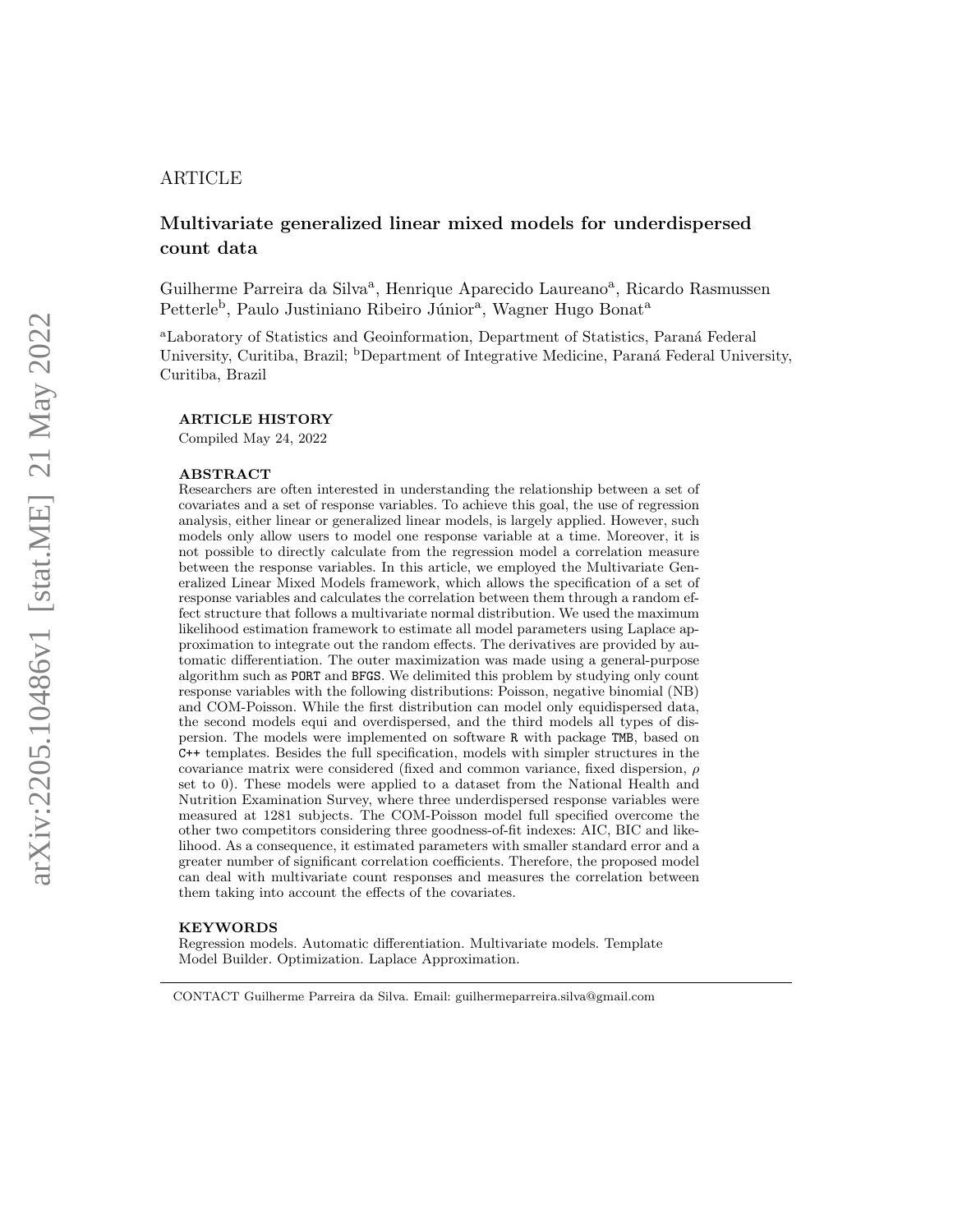ARTICLE

# Multivariate generalized linear mixed models for underdispersed count data

Guilherme Parreira da Silva[a], Henrique Aparecido Laureano[a], Ricardo Rasmussen Petterle[b], Paulo Justiniano Ribeiro Júnior[a], Wagner Hugo Bonat[a]

[a]Laboratory of Statistics and Geoinformation, Department of Statistics, Paraná Federal University, Curitiba, Brazil; [b]Department of Integrative Medicine, Paraná Federal University, Curitiba, Brazil

**ARTICLE HISTORY**

Compiled May 24, 2022

**ABSTRACT**

Researchers are often interested in understanding the relationship between a set of covariates and a set of response variables. To achieve this goal, the use of regression analysis, either linear or generalized linear models, is largely applied. However, such models only allow users to model one response variable at a time. Moreover, it is not possible to directly calculate from the regression model a correlation measure between the response variables. In this article, we employed the Multivariate Generalized Linear Mixed Models framework, which allows the specification of a set of response variables and calculates the correlation between them through a random effect structure that follows a multivariate normal distribution. We used the maximum likelihood estimation framework to estimate all model parameters using Laplace approximation to integrate out the random effects. The derivatives are provided by automatic differentiation. The outer maximization was made using a general-purpose algorithm such as `PORT` and `BFGS`. We delimited this problem by studying only count response variables with the following distributions: Poisson, negative binomial (NB) and COM-Poisson. While the first distribution can model only equidispersed data, the second models equi and overdispersed, and the third models all types of dispersion. The models were implemented on software `R` with package `TMB`, based on `C++` templates. Besides the full specification, models with simpler structures in the covariance matrix were considered (fixed and common variance, fixed dispersion, $\rho$ set to 0). These models were applied to a dataset from the National Health and Nutrition Examination Survey, where three underdispersed response variables were measured at 1281 subjects. The COM-Poisson model full specified overcome the other two competitors considering three goodness-of-fit indexes: AIC, BIC and likelihood. As a consequence, it estimated parameters with smaller standard error and a greater number of significant correlation coefficients. Therefore, the proposed model can deal with multivariate count responses and measures the correlation between them taking into account the effects of the covariates.

**KEYWORDS**

Regression models. Automatic differentiation. Multivariate models. Template Model Builder. Optimization. Laplace Approximation.

CONTACT Guilherme Parreira da Silva. Email: guilhermeparreira.silva@gmail.com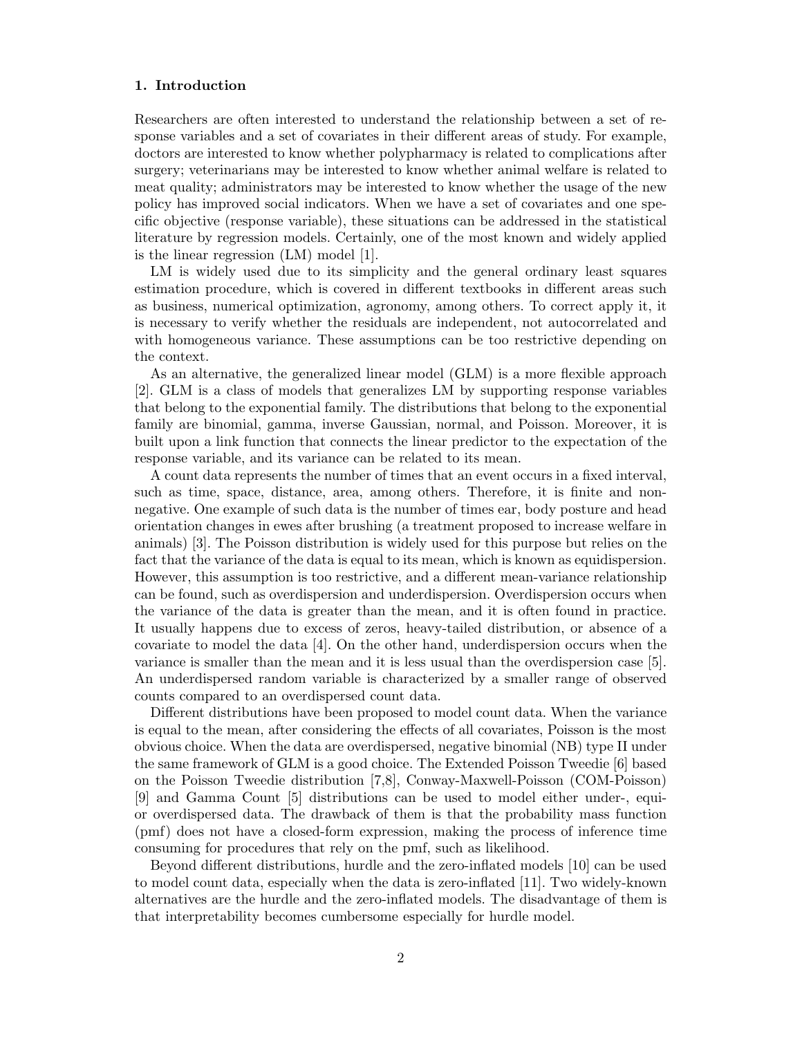## 1. Introduction

Researchers are often interested to understand the relationship between a set of response variables and a set of covariates in their different areas of study. For example, doctors are interested to know whether polypharmacy is related to complications after surgery; veterinarians may be interested to know whether animal welfare is related to meat quality; administrators may be interested to know whether the usage of the new policy has improved social indicators. When we have a set of covariates and one specific objective (response variable), these situations can be addressed in the statistical literature by regression models. Certainly, one of the most known and widely applied is the linear regression (LM) model [1].

LM is widely used due to its simplicity and the general ordinary least squares estimation procedure, which is covered in different textbooks in different areas such as business, numerical optimization, agronomy, among others. To correct apply it, it is necessary to verify whether the residuals are independent, not autocorrelated and with homogeneous variance. These assumptions can be too restrictive depending on the context.

As an alternative, the generalized linear model (GLM) is a more flexible approach [2]. GLM is a class of models that generalizes LM by supporting response variables that belong to the exponential family. The distributions that belong to the exponential family are binomial, gamma, inverse Gaussian, normal, and Poisson. Moreover, it is built upon a link function that connects the linear predictor to the expectation of the response variable, and its variance can be related to its mean.

A count data represents the number of times that an event occurs in a fixed interval, such as time, space, distance, area, among others. Therefore, it is finite and non-negative. One example of such data is the number of times ear, body posture and head orientation changes in ewes after brushing (a treatment proposed to increase welfare in animals) [3]. The Poisson distribution is widely used for this purpose but relies on the fact that the variance of the data is equal to its mean, which is known as equidispersion. However, this assumption is too restrictive, and a different mean-variance relationship can be found, such as overdispersion and underdispersion. Overdispersion occurs when the variance of the data is greater than the mean, and it is often found in practice. It usually happens due to excess of zeros, heavy-tailed distribution, or absence of a covariate to model the data [4]. On the other hand, underdispersion occurs when the variance is smaller than the mean and it is less usual than the overdispersion case [5]. An underdispersed random variable is characterized by a smaller range of observed counts compared to an overdispersed count data.

Different distributions have been proposed to model count data. When the variance is equal to the mean, after considering the effects of all covariates, Poisson is the most obvious choice. When the data are overdispersed, negative binomial (NB) type II under the same framework of GLM is a good choice. The Extended Poisson Tweedie [6] based on the Poisson Tweedie distribution [7,8], Conway-Maxwell-Poisson (COM-Poisson) [9] and Gamma Count [5] distributions can be used to model either under-, equi- or overdispersed data. The drawback of them is that the probability mass function (pmf) does not have a closed-form expression, making the process of inference time consuming for procedures that rely on the pmf, such as likelihood.

Beyond different distributions, hurdle and the zero-inflated models [10] can be used to model count data, especially when the data is zero-inflated [11]. Two widely-known alternatives are the hurdle and the zero-inflated models. The disadvantage of them is that interpretability becomes cumbersome especially for hurdle model.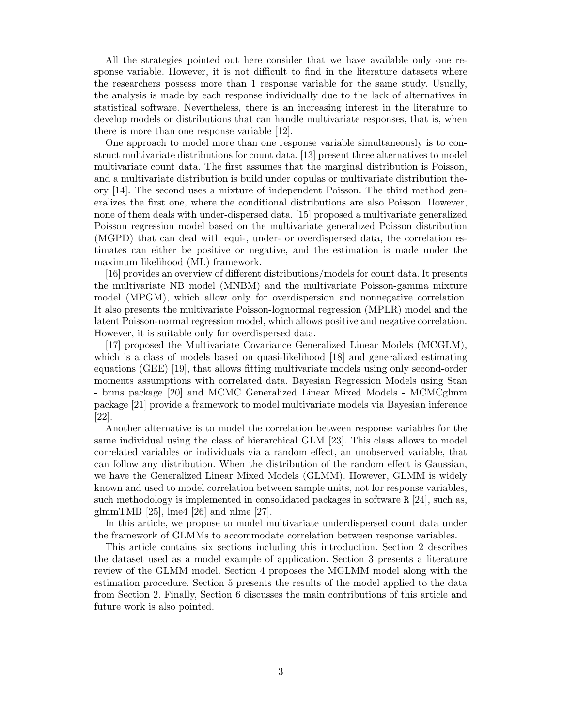All the strategies pointed out here consider that we have available only one response variable. However, it is not difficult to find in the literature datasets where the researchers possess more than 1 response variable for the same study. Usually, the analysis is made by each response individually due to the lack of alternatives in statistical software. Nevertheless, there is an increasing interest in the literature to develop models or distributions that can handle multivariate responses, that is, when there is more than one response variable [12].

One approach to model more than one response variable simultaneously is to construct multivariate distributions for count data. [13] present three alternatives to model multivariate count data. The first assumes that the marginal distribution is Poisson, and a multivariate distribution is build under copulas or multivariate distribution theory [14]. The second uses a mixture of independent Poisson. The third method generalizes the first one, where the conditional distributions are also Poisson. However, none of them deals with under-dispersed data. [15] proposed a multivariate generalized Poisson regression model based on the multivariate generalized Poisson distribution (MGPD) that can deal with equi-, under- or overdispersed data, the correlation estimates can either be positive or negative, and the estimation is made under the maximum likelihood (ML) framework.

[16] provides an overview of different distributions/models for count data. It presents the multivariate NB model (MNBM) and the multivariate Poisson-gamma mixture model (MPGM), which allow only for overdispersion and nonnegative correlation. It also presents the multivariate Poisson-lognormal regression (MPLR) model and the latent Poisson-normal regression model, which allows positive and negative correlation. However, it is suitable only for overdispersed data.

[17] proposed the Multivariate Covariance Generalized Linear Models (MCGLM), which is a class of models based on quasi-likelihood [18] and generalized estimating equations (GEE) [19], that allows fitting multivariate models using only second-order moments assumptions with correlated data. Bayesian Regression Models using Stan - brms package [20] and MCMC Generalized Linear Mixed Models - MCMCglmm package [21] provide a framework to model multivariate models via Bayesian inference [22].

Another alternative is to model the correlation between response variables for the same individual using the class of hierarchical GLM [23]. This class allows to model correlated variables or individuals via a random effect, an unobserved variable, that can follow any distribution. When the distribution of the random effect is Gaussian, we have the Generalized Linear Mixed Models (GLMM). However, GLMM is widely known and used to model correlation between sample units, not for response variables, such methodology is implemented in consolidated packages in software R [24], such as, glmmTMB [25], lme4 [26] and nlme [27].

In this article, we propose to model multivariate underdispersed count data under the framework of GLMMs to accommodate correlation between response variables.

This article contains six sections including this introduction. Section 2 describes the dataset used as a model example of application. Section 3 presents a literature review of the GLMM model. Section 4 proposes the MGLMM model along with the estimation procedure. Section 5 presents the results of the model applied to the data from Section 2. Finally, Section 6 discusses the main contributions of this article and future work is also pointed.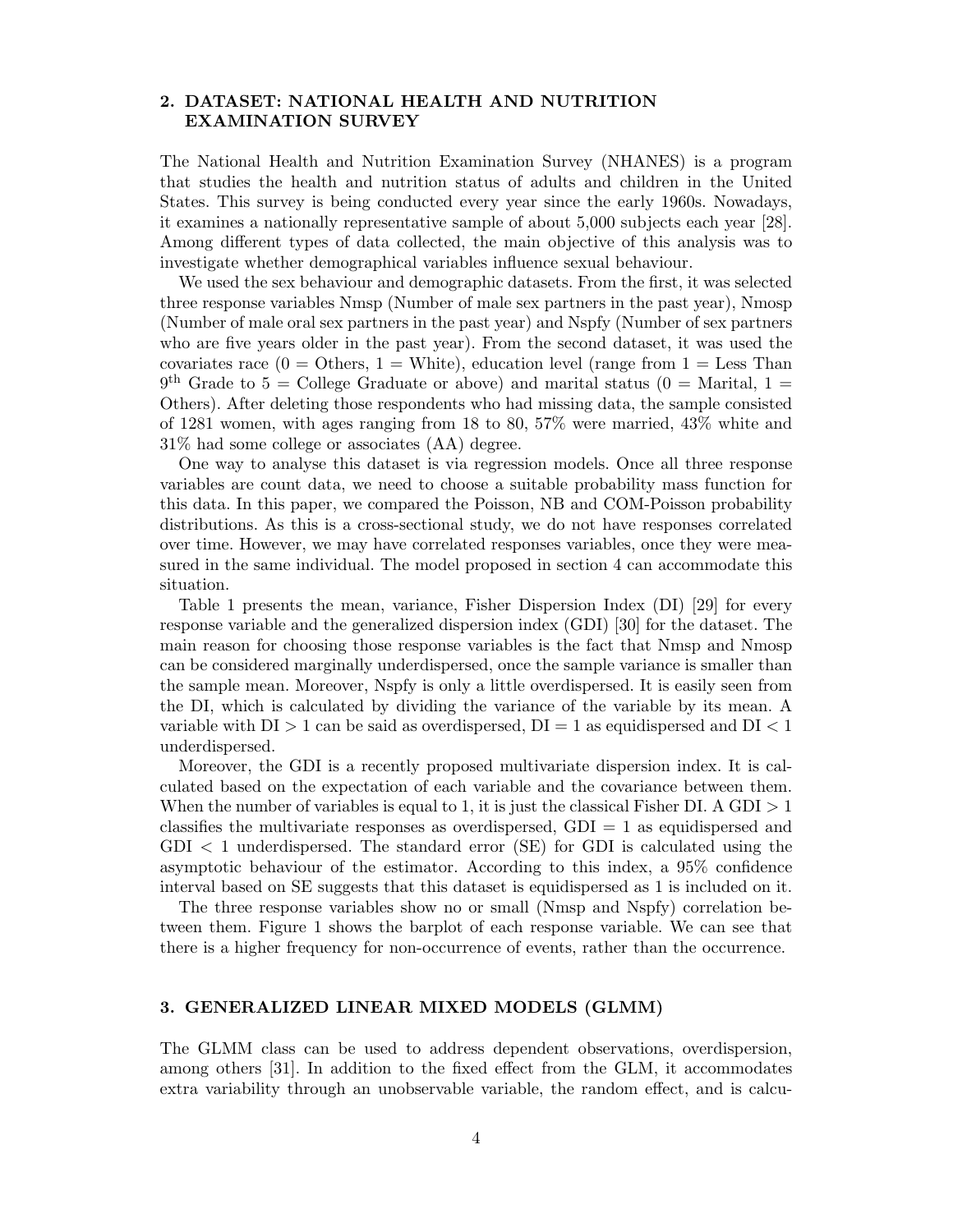## 2. DATASET: NATIONAL HEALTH AND NUTRITION EXAMINATION SURVEY

The National Health and Nutrition Examination Survey (NHANES) is a program that studies the health and nutrition status of adults and children in the United States. This survey is being conducted every year since the early 1960s. Nowadays, it examines a nationally representative sample of about 5,000 subjects each year [28]. Among different types of data collected, the main objective of this analysis was to investigate whether demographical variables influence sexual behaviour.

We used the sex behaviour and demographic datasets. From the first, it was selected three response variables Nmsp (Number of male sex partners in the past year), Nmosp (Number of male oral sex partners in the past year) and Nspfy (Number of sex partners who are five years older in the past year). From the second dataset, it was used the covariates race (0 = Others, 1 = White), education level (range from 1 = Less Than 9$^{\text{th}}$ Grade to 5 = College Graduate or above) and marital status (0 = Marital, 1 = Others). After deleting those respondents who had missing data, the sample consisted of 1281 women, with ages ranging from 18 to 80, 57% were married, 43% white and 31% had some college or associates (AA) degree.

One way to analyse this dataset is via regression models. Once all three response variables are count data, we need to choose a suitable probability mass function for this data. In this paper, we compared the Poisson, NB and COM-Poisson probability distributions. As this is a cross-sectional study, we do not have responses correlated over time. However, we may have correlated responses variables, once they were measured in the same individual. The model proposed in section 4 can accommodate this situation.

Table 1 presents the mean, variance, Fisher Dispersion Index (DI) [29] for every response variable and the generalized dispersion index (GDI) [30] for the dataset. The main reason for choosing those response variables is the fact that Nmsp and Nmosp can be considered marginally underdispersed, once the sample variance is smaller than the sample mean. Moreover, Nspfy is only a little overdispersed. It is easily seen from the DI, which is calculated by dividing the variance of the variable by its mean. A variable with DI $> 1$ can be said as overdispersed, DI $= 1$ as equidispersed and DI $< 1$ underdispersed.

Moreover, the GDI is a recently proposed multivariate dispersion index. It is calculated based on the expectation of each variable and the covariance between them. When the number of variables is equal to 1, it is just the classical Fisher DI. A GDI $> 1$ classifies the multivariate responses as overdispersed, GDI $= 1$ as equidispersed and GDI $< 1$ underdispersed. The standard error (SE) for GDI is calculated using the asymptotic behaviour of the estimator. According to this index, a 95% confidence interval based on SE suggests that this dataset is equidispersed as 1 is included on it.

The three response variables show no or small (Nmsp and Nspfy) correlation between them. Figure 1 shows the barplot of each response variable. We can see that there is a higher frequency for non-occurrence of events, rather than the occurrence.

## 3. GENERALIZED LINEAR MIXED MODELS (GLMM)

The GLMM class can be used to address dependent observations, overdispersion, among others [31]. In addition to the fixed effect from the GLM, it accommodates extra variability through an unobservable variable, the random effect, and is calcu-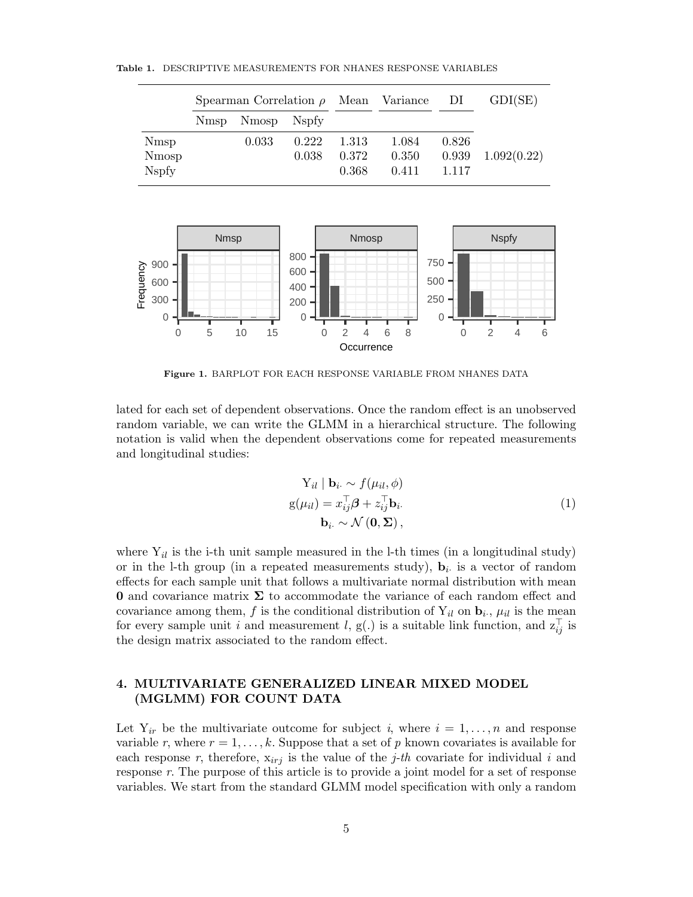**Table 1.** DESCRIPTIVE MEASUREMENTS FOR NHANES RESPONSE VARIABLES

| | Spearman Correlation $\rho$ | | | Mean | Variance | DI | GDI(SE) |
|---|---|---|---|---|---|---|---|
| | Nmsp | Nmosp | Nspfy | | | | |
| Nmsp | | 0.033 | 0.222 | 1.313 | 1.084 | 0.826 | |
| Nmosp | | | 0.038 | 0.372 | 0.350 | 0.939 | 1.092(0.22) |
| Nspfy | | | | 0.368 | 0.411 | 1.117 | |

**Figure 1.** BARPLOT FOR EACH RESPONSE VARIABLE FROM NHANES DATA

lated for each set of dependent observations. Once the random effect is an unobserved random variable, we can write the GLMM in a hierarchical structure. The following notation is valid when the dependent observations come for repeated measurements and longitudinal studies:

$$
\begin{aligned}
\mathrm{Y}_{il} \mid \mathbf{b}_{i\cdot} &\sim f(\mu_{il}, \phi) \\
\mathrm{g}(\mu_{il}) &= x_{ij}^{\top}\boldsymbol{\beta} + z_{ij}^{\top}\mathbf{b}_{i\cdot} \\
\mathbf{b}_{i\cdot} &\sim \mathcal{N}(\mathbf{0}, \boldsymbol{\Sigma}),
\end{aligned}
\tag{1}
$$

where $\mathrm{Y}_{il}$ is the i-th unit sample measured in the l-th times (in a longitudinal study) or in the l-th group (in a repeated measurements study), $\mathbf{b}_{i\cdot}$ is a vector of random effects for each sample unit that follows a multivariate normal distribution with mean $\mathbf{0}$ and covariance matrix $\boldsymbol{\Sigma}$ to accommodate the variance of each random effect and covariance among them, $f$ is the conditional distribution of $\mathrm{Y}_{il}$ on $\mathbf{b}_{i\cdot}$, $\mu_{il}$ is the mean for every sample unit $i$ and measurement $l$, $\mathrm{g}(.)$ is a suitable link function, and $\mathrm{z}_{ij}^{\top}$ is the design matrix associated to the random effect.

## 4. MULTIVARIATE GENERALIZED LINEAR MIXED MODEL (MGLMM) FOR COUNT DATA

Let $\mathrm{Y}_{ir}$ be the multivariate outcome for subject $i$, where $i = 1, \ldots, n$ and response variable $r$, where $r = 1, \ldots, k$. Suppose that a set of $p$ known covariates is available for each response $r$, therefore, $\mathrm{x}_{irj}$ is the value of the $j$-$th$ covariate for individual $i$ and response $r$. The purpose of this article is to provide a joint model for a set of response variables. We start from the standard GLMM model specification with only a random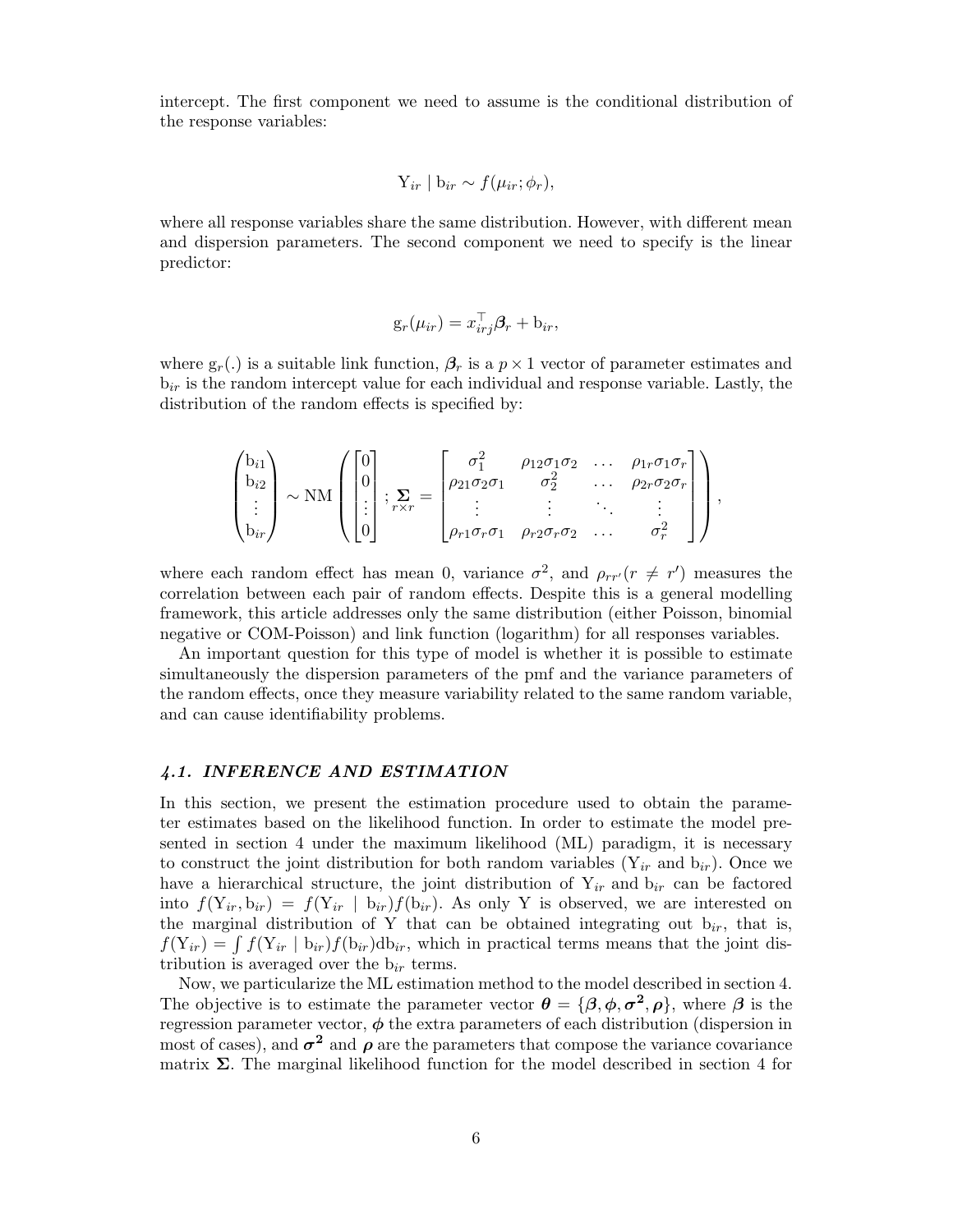intercept. The first component we need to assume is the conditional distribution of the response variables:

$$\mathrm{Y}_{ir} \mid \mathrm{b}_{ir} \sim f(\mu_{ir}; \phi_r),$$

where all response variables share the same distribution. However, with different mean and dispersion parameters. The second component we need to specify is the linear predictor:

$$\mathrm{g}_r(\mu_{ir}) = x_{irj}^{\top} \boldsymbol{\beta}_r + \mathrm{b}_{ir},$$

where $\mathrm{g}_r(.)$ is a suitable link function, $\boldsymbol{\beta}_r$ is a $p \times 1$ vector of parameter estimates and $\mathrm{b}_{ir}$ is the random intercept value for each individual and response variable. Lastly, the distribution of the random effects is specified by:

$$\begin{pmatrix} \mathrm{b}_{i1} \\ \mathrm{b}_{i2} \\ \vdots \\ \mathrm{b}_{ir} \end{pmatrix} \sim \mathrm{NM} \left( \begin{bmatrix} 0 \\ 0 \\ \vdots \\ 0 \end{bmatrix} ; \underset{r \times r}{\boldsymbol{\Sigma}} = \begin{bmatrix} \sigma_1^2 & \rho_{12}\sigma_1\sigma_2 & \dots & \rho_{1r}\sigma_1\sigma_r \\ \rho_{21}\sigma_2\sigma_1 & \sigma_2^2 & \dots & \rho_{2r}\sigma_2\sigma_r \\ \vdots & \vdots & \ddots & \vdots \\ \rho_{r1}\sigma_r\sigma_1 & \rho_{r2}\sigma_r\sigma_2 & \dots & \sigma_r^2 \end{bmatrix} \right),$$

where each random effect has mean 0, variance $\sigma^2$, and $\rho_{rr'} (r \neq r')$ measures the correlation between each pair of random effects. Despite this is a general modelling framework, this article addresses only the same distribution (either Poisson, binomial negative or COM-Poisson) and link function (logarithm) for all responses variables.

An important question for this type of model is whether it is possible to estimate simultaneously the dispersion parameters of the pmf and the variance parameters of the random effects, once they measure variability related to the same random variable, and can cause identifiability problems.

### *4.1. INFERENCE AND ESTIMATION*

In this section, we present the estimation procedure used to obtain the parameter estimates based on the likelihood function. In order to estimate the model presented in section 4 under the maximum likelihood (ML) paradigm, it is necessary to construct the joint distribution for both random variables ($\mathrm{Y}_{ir}$ and $\mathrm{b}_{ir}$). Once we have a hierarchical structure, the joint distribution of $\mathrm{Y}_{ir}$ and $\mathrm{b}_{ir}$ can be factored into $f(\mathrm{Y}_{ir}, \mathrm{b}_{ir}) = f(\mathrm{Y}_{ir} \mid \mathrm{b}_{ir}) f(\mathrm{b}_{ir})$. As only Y is observed, we are interested on the marginal distribution of Y that can be obtained integrating out $\mathrm{b}_{ir}$, that is, $f(\mathrm{Y}_{ir}) = \int f(\mathrm{Y}_{ir} \mid \mathrm{b}_{ir}) f(\mathrm{b}_{ir}) \mathrm{d}\mathrm{b}_{ir}$, which in practical terms means that the joint distribution is averaged over the $\mathrm{b}_{ir}$ terms.

Now, we particularize the ML estimation method to the model described in section 4. The objective is to estimate the parameter vector $\boldsymbol{\theta} = \{\boldsymbol{\beta}, \boldsymbol{\phi}, \boldsymbol{\sigma^2}, \boldsymbol{\rho}\}$, where $\boldsymbol{\beta}$ is the regression parameter vector, $\boldsymbol{\phi}$ the extra parameters of each distribution (dispersion in most of cases), and $\boldsymbol{\sigma^2}$ and $\boldsymbol{\rho}$ are the parameters that compose the variance covariance matrix $\boldsymbol{\Sigma}$. The marginal likelihood function for the model described in section 4 for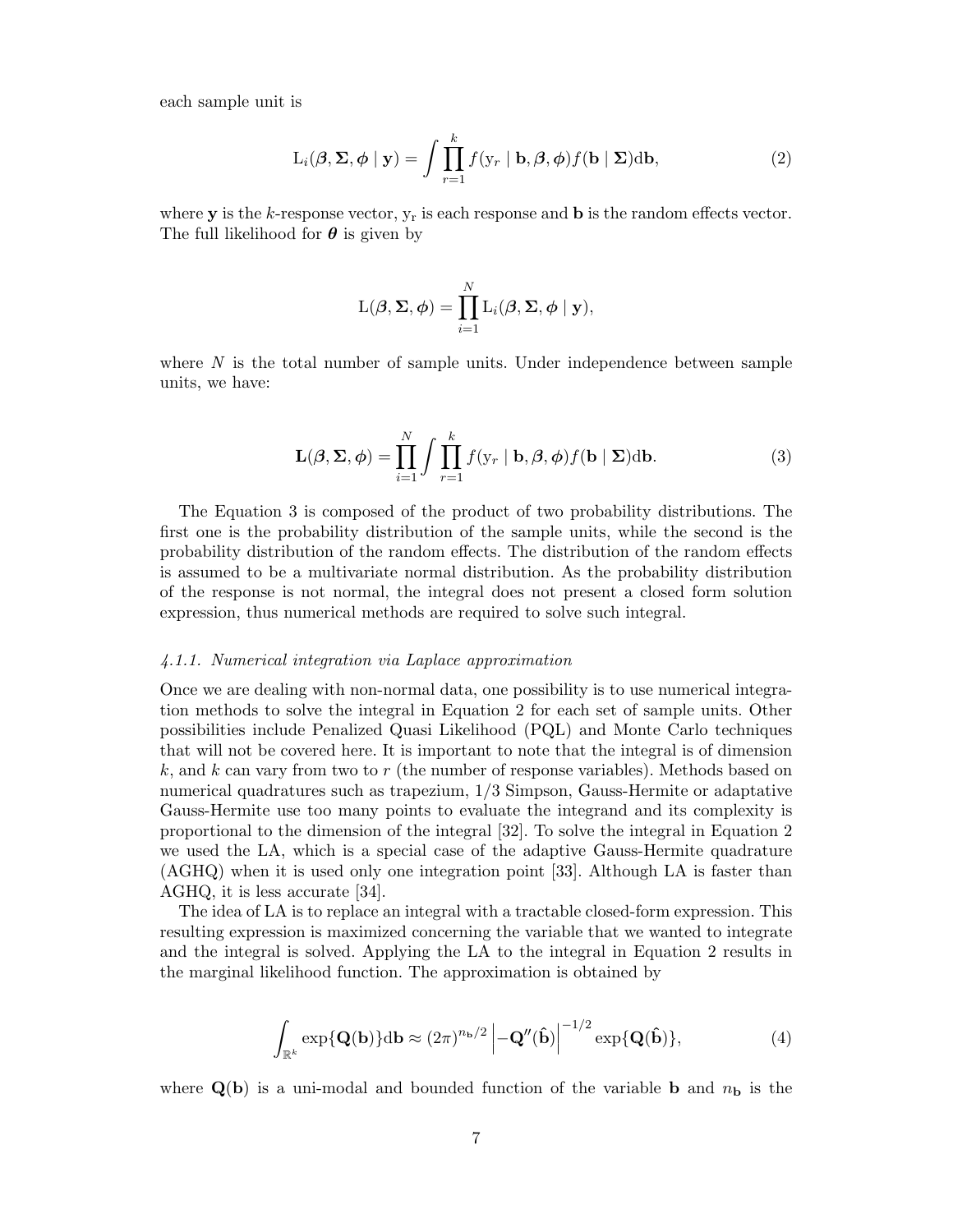each sample unit is

$$\mathrm{L}_i(\boldsymbol{\beta}, \boldsymbol{\Sigma}, \boldsymbol{\phi} \mid \mathbf{y}) = \int \prod_{r=1}^{k} f(\mathrm{y}_r \mid \mathbf{b}, \boldsymbol{\beta}, \boldsymbol{\phi}) f(\mathbf{b} \mid \boldsymbol{\Sigma}) \mathrm{d}\mathbf{b}, \tag{2}$$

where $\mathbf{y}$ is the $k$-response vector, $\mathrm{y}_\mathrm{r}$ is each response and $\mathbf{b}$ is the random effects vector. The full likelihood for $\boldsymbol{\theta}$ is given by

$$\mathrm{L}(\boldsymbol{\beta}, \boldsymbol{\Sigma}, \boldsymbol{\phi}) = \prod_{i=1}^{N} \mathrm{L}_i(\boldsymbol{\beta}, \boldsymbol{\Sigma}, \boldsymbol{\phi} \mid \mathbf{y}),$$

where $N$ is the total number of sample units. Under independence between sample units, we have:

$$\mathbf{L}(\boldsymbol{\beta}, \boldsymbol{\Sigma}, \boldsymbol{\phi}) = \prod_{i=1}^{N} \int \prod_{r=1}^{k} f(\mathrm{y}_r \mid \mathbf{b}, \boldsymbol{\beta}, \boldsymbol{\phi}) f(\mathbf{b} \mid \boldsymbol{\Sigma}) \mathrm{d}\mathbf{b}. \tag{3}$$

The Equation 3 is composed of the product of two probability distributions. The first one is the probability distribution of the sample units, while the second is the probability distribution of the random effects. The distribution of the random effects is assumed to be a multivariate normal distribution. As the probability distribution of the response is not normal, the integral does not present a closed form solution expression, thus numerical methods are required to solve such integral.

#### *4.1.1. Numerical integration via Laplace approximation*

Once we are dealing with non-normal data, one possibility is to use numerical integration methods to solve the integral in Equation 2 for each set of sample units. Other possibilities include Penalized Quasi Likelihood (PQL) and Monte Carlo techniques that will not be covered here. It is important to note that the integral is of dimension $k$, and $k$ can vary from two to $r$ (the number of response variables). Methods based on numerical quadratures such as trapezium, 1/3 Simpson, Gauss-Hermite or adaptative Gauss-Hermite use too many points to evaluate the integrand and its complexity is proportional to the dimension of the integral [32]. To solve the integral in Equation 2 we used the LA, which is a special case of the adaptive Gauss-Hermite quadrature (AGHQ) when it is used only one integration point [33]. Although LA is faster than AGHQ, it is less accurate [34].

The idea of LA is to replace an integral with a tractable closed-form expression. This resulting expression is maximized concerning the variable that we wanted to integrate and the integral is solved. Applying the LA to the integral in Equation 2 results in the marginal likelihood function. The approximation is obtained by

$$\int_{\mathbb{R}^k} \exp\{\mathbf{Q}(\mathbf{b})\} \mathrm{d}\mathbf{b} \approx (2\pi)^{n_\mathbf{b}/2} \left| -\mathbf{Q}''(\hat{\mathbf{b}}) \right|^{-1/2} \exp\{\mathbf{Q}(\hat{\mathbf{b}})\}, \tag{4}$$

where $\mathbf{Q}(\mathbf{b})$ is a uni-modal and bounded function of the variable $\mathbf{b}$ and $n_\mathbf{b}$ is the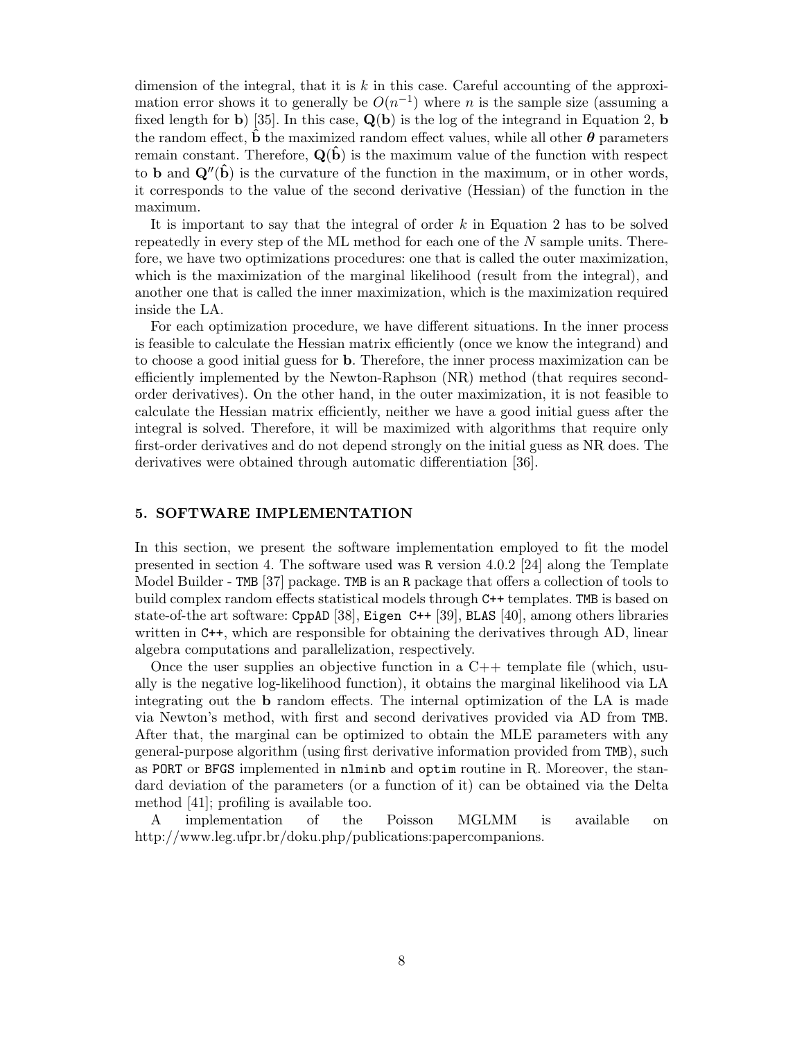dimension of the integral, that it is $k$ in this case. Careful accounting of the approximation error shows it to generally be $O(n^{-1})$ where $n$ is the sample size (assuming a fixed length for $\mathbf{b}$) [35]. In this case, $\mathbf{Q}(\mathbf{b})$ is the log of the integrand in Equation 2, $\mathbf{b}$ the random effect, $\hat{\mathbf{b}}$ the maximized random effect values, while all other $\boldsymbol{\theta}$ parameters remain constant. Therefore, $\mathbf{Q}(\hat{\mathbf{b}})$ is the maximum value of the function with respect to $\mathbf{b}$ and $\mathbf{Q}''(\hat{\mathbf{b}})$ is the curvature of the function in the maximum, or in other words, it corresponds to the value of the second derivative (Hessian) of the function in the maximum.

It is important to say that the integral of order $k$ in Equation 2 has to be solved repeatedly in every step of the ML method for each one of the $N$ sample units. Therefore, we have two optimizations procedures: one that is called the outer maximization, which is the maximization of the marginal likelihood (result from the integral), and another one that is called the inner maximization, which is the maximization required inside the LA.

For each optimization procedure, we have different situations. In the inner process is feasible to calculate the Hessian matrix efficiently (once we know the integrand) and to choose a good initial guess for $\mathbf{b}$. Therefore, the inner process maximization can be efficiently implemented by the Newton-Raphson (NR) method (that requires second-order derivatives). On the other hand, in the outer maximization, it is not feasible to calculate the Hessian matrix efficiently, neither we have a good initial guess after the integral is solved. Therefore, it will be maximized with algorithms that require only first-order derivatives and do not depend strongly on the initial guess as NR does. The derivatives were obtained through automatic differentiation [36].

## 5. SOFTWARE IMPLEMENTATION

In this section, we present the software implementation employed to fit the model presented in section 4. The software used was `R` version 4.0.2 [24] along the Template Model Builder - `TMB` [37] package. `TMB` is an `R` package that offers a collection of tools to build complex random effects statistical models through `C++` templates. `TMB` is based on state-of-the art software: `CppAD` [38], `Eigen C++` [39], `BLAS` [40], among others libraries written in `C++`, which are responsible for obtaining the derivatives through AD, linear algebra computations and parallelization, respectively.

Once the user supplies an objective function in a C++ template file (which, usually is the negative log-likelihood function), it obtains the marginal likelihood via LA integrating out the $\mathbf{b}$ random effects. The internal optimization of the LA is made via Newton's method, with first and second derivatives provided via AD from `TMB`. After that, the marginal can be optimized to obtain the MLE parameters with any general-purpose algorithm (using first derivative information provided from `TMB`), such as `PORT` or `BFGS` implemented in `nlminb` and `optim` routine in R. Moreover, the standard deviation of the parameters (or a function of it) can be obtained via the Delta method [41]; profiling is available too.

A implementation of the Poisson MGLMM is available on http://www.leg.ufpr.br/doku.php/publications:papercompanions.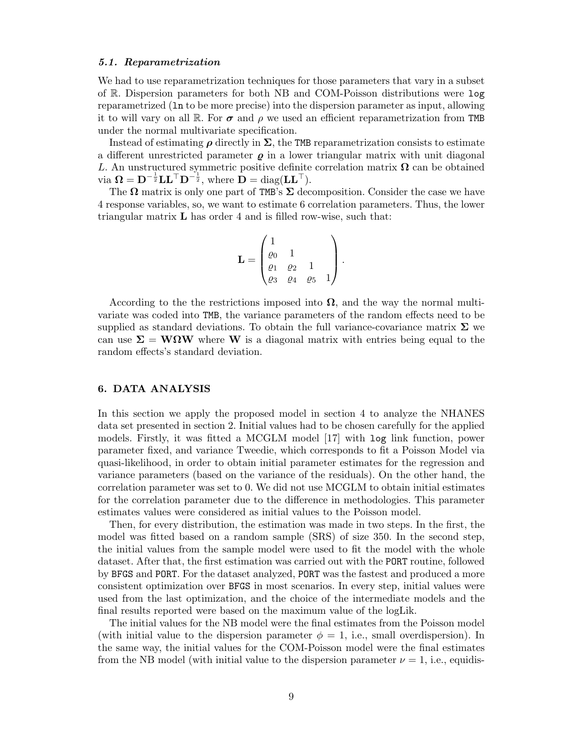### *5.1. Reparametrization*

We had to use reparametrization techniques for those parameters that vary in a subset of $\mathbb{R}$. Dispersion parameters for both NB and COM-Poisson distributions were `log` reparametrized (`ln` to be more precise) into the dispersion parameter as input, allowing it to will vary on all $\mathbb{R}$. For $\boldsymbol{\sigma}$ and $\rho$ we used an efficient reparametrization from `TMB` under the normal multivariate specification.

Instead of estimating $\boldsymbol{\rho}$ directly in $\boldsymbol{\Sigma}$, the `TMB` reparametrization consists to estimate a different unrestricted parameter $\boldsymbol{\varrho}$ in a lower triangular matrix with unit diagonal $L$. An unstructured symmetric positive definite correlation matrix $\boldsymbol{\Omega}$ can be obtained via $\boldsymbol{\Omega} = \mathbf{D}^{-\frac{1}{2}}\mathbf{L}\mathbf{L}^{\top}\mathbf{D}^{-\frac{1}{2}}$, where $\mathbf{D} = \text{diag}(\mathbf{L}\mathbf{L}^{\top})$.

The $\boldsymbol{\Omega}$ matrix is only one part of `TMB`'s $\boldsymbol{\Sigma}$ decomposition. Consider the case we have 4 response variables, so, we want to estimate 6 correlation parameters. Thus, the lower triangular matrix $\mathbf{L}$ has order 4 and is filled row-wise, such that:

$$\mathbf{L} = \begin{pmatrix} 1 & & & \\ \varrho_0 & 1 & & \\ \varrho_1 & \varrho_2 & 1 & \\ \varrho_3 & \varrho_4 & \varrho_5 & 1 \end{pmatrix}.$$

According to the the restrictions imposed into $\boldsymbol{\Omega}$, and the way the normal multivariate was coded into `TMB`, the variance parameters of the random effects need to be supplied as standard deviations. To obtain the full variance-covariance matrix $\boldsymbol{\Sigma}$ we can use $\boldsymbol{\Sigma} = \mathbf{W}\boldsymbol{\Omega}\mathbf{W}$ where $\mathbf{W}$ is a diagonal matrix with entries being equal to the random effects's standard deviation.

## 6. DATA ANALYSIS

In this section we apply the proposed model in section 4 to analyze the NHANES data set presented in section 2. Initial values had to be chosen carefully for the applied models. Firstly, it was fitted a MCGLM model [17] with `log` link function, power parameter fixed, and variance Tweedie, which corresponds to fit a Poisson Model via quasi-likelihood, in order to obtain initial parameter estimates for the regression and variance parameters (based on the variance of the residuals). On the other hand, the correlation parameter was set to 0. We did not use MCGLM to obtain initial estimates for the correlation parameter due to the difference in methodologies. This parameter estimates values were considered as initial values to the Poisson model.

Then, for every distribution, the estimation was made in two steps. In the first, the model was fitted based on a random sample (SRS) of size 350. In the second step, the initial values from the sample model were used to fit the model with the whole dataset. After that, the first estimation was carried out with the `PORT` routine, followed by `BFGS` and `PORT`. For the dataset analyzed, `PORT` was the fastest and produced a more consistent optimization over `BFGS` in most scenarios. In every step, initial values were used from the last optimization, and the choice of the intermediate models and the final results reported were based on the maximum value of the logLik.

The initial values for the NB model were the final estimates from the Poisson model (with initial value to the dispersion parameter $\phi = 1$, i.e., small overdispersion). In the same way, the initial values for the COM-Poisson model were the final estimates from the NB model (with initial value to the dispersion parameter $\nu = 1$, i.e., equidis-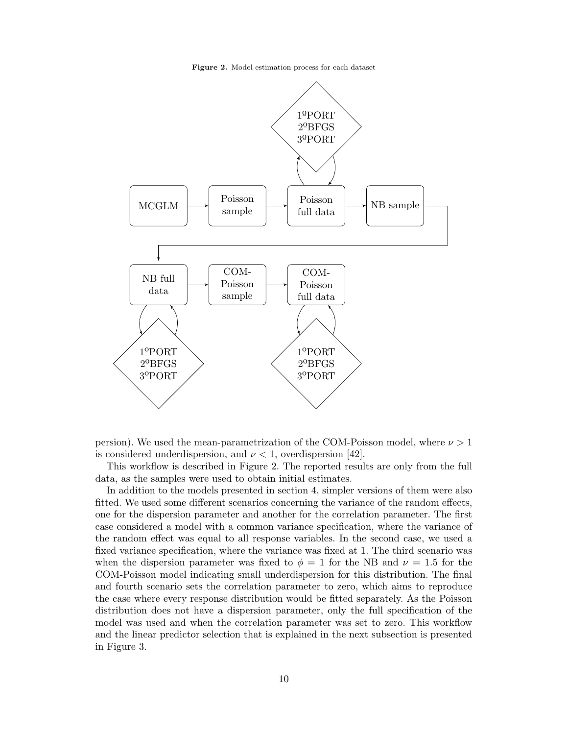**Figure 2.** Model estimation process for each dataset

persion). We used the mean-parametrization of the COM-Poisson model, where $\nu > 1$ is considered underdispersion, and $\nu < 1$, overdispersion [42].

This workflow is described in Figure 2. The reported results are only from the full data, as the samples were used to obtain initial estimates.

In addition to the models presented in section 4, simpler versions of them were also fitted. We used some different scenarios concerning the variance of the random effects, one for the dispersion parameter and another for the correlation parameter. The first case considered a model with a common variance specification, where the variance of the random effect was equal to all response variables. In the second case, we used a fixed variance specification, where the variance was fixed at 1. The third scenario was when the dispersion parameter was fixed to $\phi = 1$ for the NB and $\nu = 1.5$ for the COM-Poisson model indicating small underdispersion for this distribution. The final and fourth scenario sets the correlation parameter to zero, which aims to reproduce the case where every response distribution would be fitted separately. As the Poisson distribution does not have a dispersion parameter, only the full specification of the model was used and when the correlation parameter was set to zero. This workflow and the linear predictor selection that is explained in the next subsection is presented in Figure 3.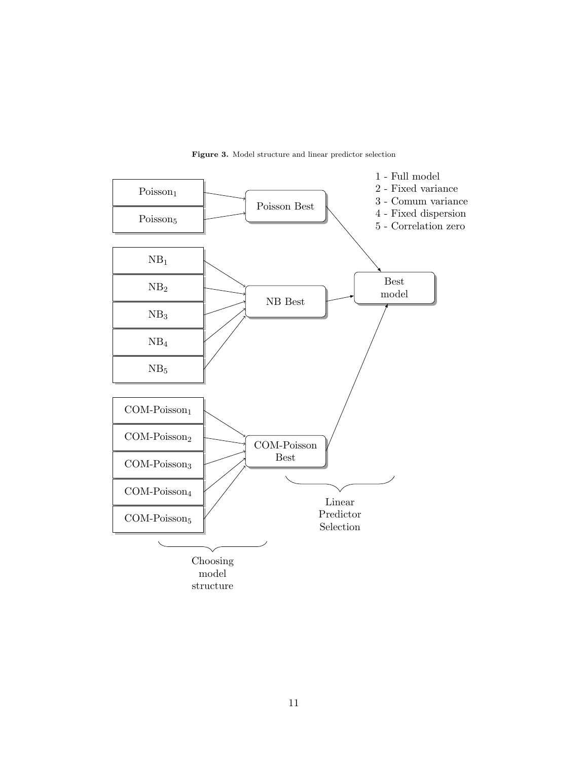**Figure 3.** Model structure and linear predictor selection

1 - Full model
2 - Fixed variance
3 - Comum variance
4 - Fixed dispersion
5 - Correlation zero

$\text{Poisson}_1$, $\text{Poisson}_5$ → Poisson Best

$\text{NB}_1$, $\text{NB}_2$, $\text{NB}_3$, $\text{NB}_4$, $\text{NB}_5$ → NB Best

$\text{COM-Poisson}_1$, $\text{COM-Poisson}_2$, $\text{COM-Poisson}_3$, $\text{COM-Poisson}_4$, $\text{COM-Poisson}_5$ → COM-Poisson Best

Poisson Best, NB Best, COM-Poisson Best → Best model

Choosing model structure

Linear Predictor Selection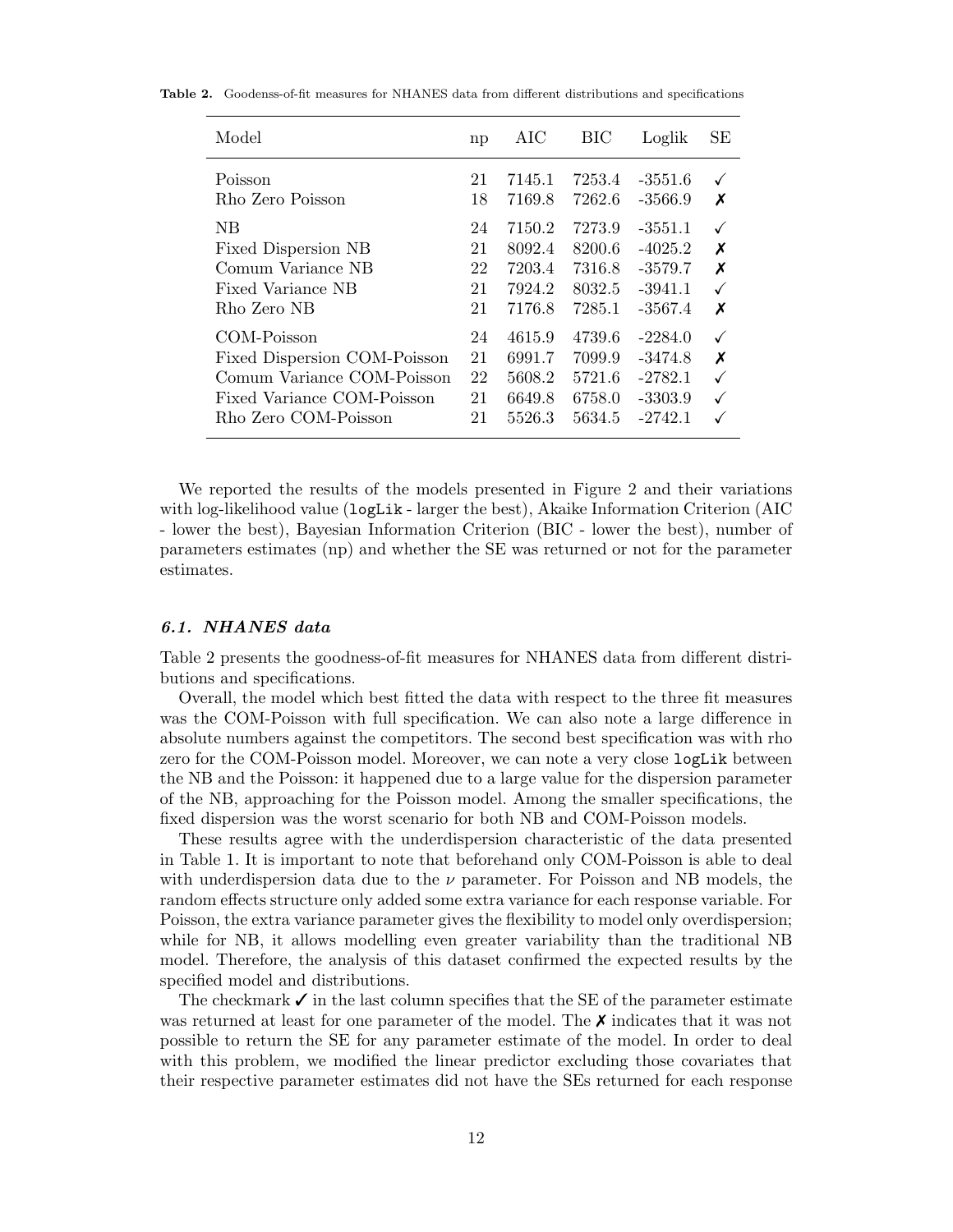**Table 2.** Goodenss-of-fit measures for NHANES data from different distributions and specifications

| Model | np | AIC | BIC | Loglik | SE |
|---|---|---|---|---|---|
| Poisson | 21 | 7145.1 | 7253.4 | -3551.6 | ✓ |
| Rho Zero Poisson | 18 | 7169.8 | 7262.6 | -3566.9 | ✗ |
| NB | 24 | 7150.2 | 7273.9 | -3551.1 | ✓ |
| Fixed Dispersion NB | 21 | 8092.4 | 8200.6 | -4025.2 | ✗ |
| Comum Variance NB | 22 | 7203.4 | 7316.8 | -3579.7 | ✗ |
| Fixed Variance NB | 21 | 7924.2 | 8032.5 | -3941.1 | ✓ |
| Rho Zero NB | 21 | 7176.8 | 7285.1 | -3567.4 | ✗ |
| COM-Poisson | 24 | 4615.9 | 4739.6 | -2284.0 | ✓ |
| Fixed Dispersion COM-Poisson | 21 | 6991.7 | 7099.9 | -3474.8 | ✗ |
| Comum Variance COM-Poisson | 22 | 5608.2 | 5721.6 | -2782.1 | ✓ |
| Fixed Variance COM-Poisson | 21 | 6649.8 | 6758.0 | -3303.9 | ✓ |
| Rho Zero COM-Poisson | 21 | 5526.3 | 5634.5 | -2742.1 | ✓ |

We reported the results of the models presented in Figure 2 and their variations with log-likelihood value (`logLik` - larger the best), Akaike Information Criterion (AIC - lower the best), Bayesian Information Criterion (BIC - lower the best), number of parameters estimates (np) and whether the SE was returned or not for the parameter estimates.

### *6.1. NHANES data*

Table 2 presents the goodness-of-fit measures for NHANES data from different distributions and specifications.

Overall, the model which best fitted the data with respect to the three fit measures was the COM-Poisson with full specification. We can also note a large difference in absolute numbers against the competitors. The second best specification was with rho zero for the COM-Poisson model. Moreover, we can note a very close `logLik` between the NB and the Poisson: it happened due to a large value for the dispersion parameter of the NB, approaching for the Poisson model. Among the smaller specifications, the fixed dispersion was the worst scenario for both NB and COM-Poisson models.

These results agree with the underdispersion characteristic of the data presented in Table 1. It is important to note that beforehand only COM-Poisson is able to deal with underdispersion data due to the $\nu$ parameter. For Poisson and NB models, the random effects structure only added some extra variance for each response variable. For Poisson, the extra variance parameter gives the flexibility to model only overdispersion; while for NB, it allows modelling even greater variability than the traditional NB model. Therefore, the analysis of this dataset confirmed the expected results by the specified model and distributions.

The checkmark ✓ in the last column specifies that the SE of the parameter estimate was returned at least for one parameter of the model. The ✗ indicates that it was not possible to return the SE for any parameter estimate of the model. In order to deal with this problem, we modified the linear predictor excluding those covariates that their respective parameter estimates did not have the SEs returned for each response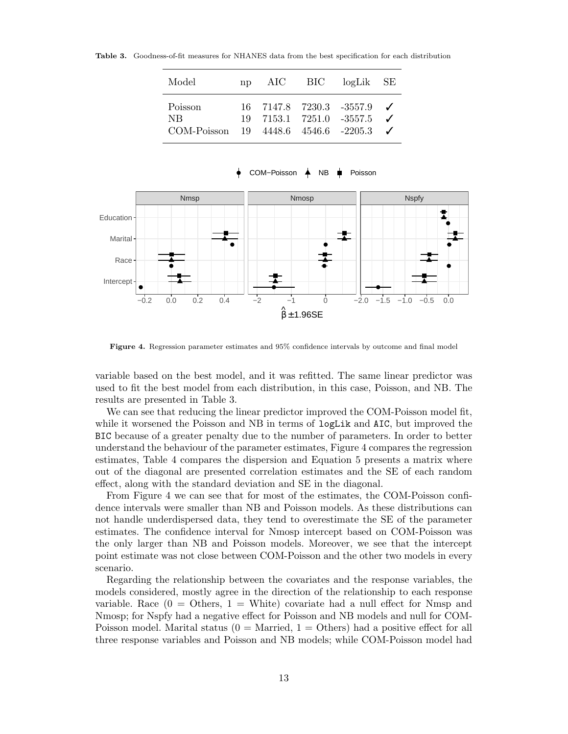**Table 3.** Goodness-of-fit measures for NHANES data from the best specification for each distribution

| Model | np | AIC | BIC | logLik | SE |
|---|---|---|---|---|---|
| Poisson | 16 | 7147.8 | 7230.3 | -3557.9 | ✓ |
| NB | 19 | 7153.1 | 7251.0 | -3557.5 | ✓ |
| COM-Poisson | 19 | 4448.6 | 4546.6 | -2205.3 | ✓ |

**Figure 4.** Regression parameter estimates and 95% confidence intervals by outcome and final model

variable based on the best model, and it was refitted. The same linear predictor was used to fit the best model from each distribution, in this case, Poisson, and NB. The results are presented in Table 3.

We can see that reducing the linear predictor improved the COM-Poisson model fit, while it worsened the Poisson and NB in terms of `logLik` and `AIC`, but improved the `BIC` because of a greater penalty due to the number of parameters. In order to better understand the behaviour of the parameter estimates, Figure 4 compares the regression estimates, Table 4 compares the dispersion and Equation 5 presents a matrix where out of the diagonal are presented correlation estimates and the SE of each random effect, along with the standard deviation and SE in the diagonal.

From Figure 4 we can see that for most of the estimates, the COM-Poisson confidence intervals were smaller than NB and Poisson models. As these distributions can not handle underdispersed data, they tend to overestimate the SE of the parameter estimates. The confidence interval for Nmosp intercept based on COM-Poisson was the only larger than NB and Poisson models. Moreover, we see that the intercept point estimate was not close between COM-Poisson and the other two models in every scenario.

Regarding the relationship between the covariates and the response variables, the models considered, mostly agree in the direction of the relationship to each response variable. Race (0 = Others, 1 = White) covariate had a null effect for Nmsp and Nmosp; for Nspfy had a negative effect for Poisson and NB models and null for COM-Poisson model. Marital status (0 = Married, 1 = Others) had a positive effect for all three response variables and Poisson and NB models; while COM-Poisson model had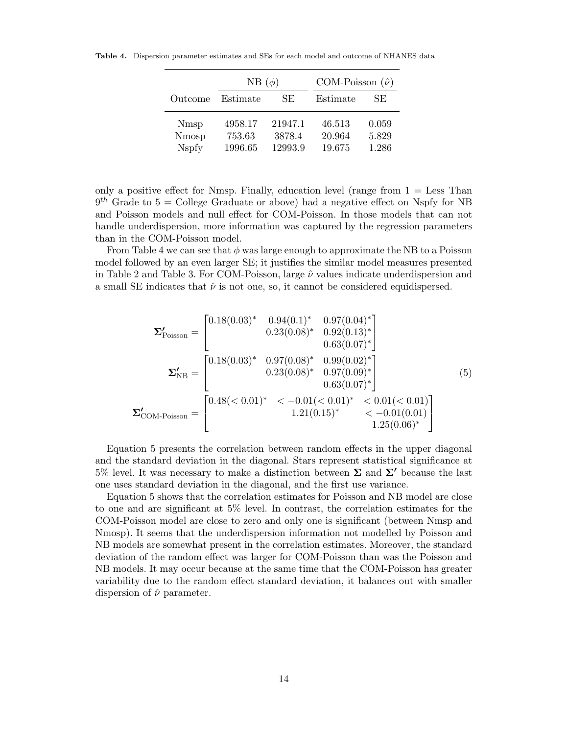**Table 4.** Dispersion parameter estimates and SEs for each model and outcome of NHANES data

| | NB ($\phi$) | | COM-Poisson ($\hat{\nu}$) | |
|---|---|---|---|---|
| Outcome | Estimate | SE | Estimate | SE |
| Nmsp | 4958.17 | 21947.1 | 46.513 | 0.059 |
| Nmosp | 753.63 | 3878.4 | 20.964 | 5.829 |
| Nspfy | 1996.65 | 12993.9 | 19.675 | 1.286 |

only a positive effect for Nmsp. Finally, education level (range from 1 = Less Than $9^{th}$ Grade to 5 = College Graduate or above) had a negative effect on Nspfy for NB and Poisson models and null effect for COM-Poisson. In those models that can not handle underdispersion, more information was captured by the regression parameters than in the COM-Poisson model.

From Table 4 we can see that $\phi$ was large enough to approximate the NB to a Poisson model followed by an even larger SE; it justifies the similar model measures presented in Table 2 and Table 3. For COM-Poisson, large $\hat{\nu}$ values indicate underdispersion and a small SE indicates that $\hat{\nu}$ is not one, so, it cannot be considered equidispersed.

$$
\begin{aligned}
\mathbf{\Sigma'}_{\text{Poisson}} &= \begin{bmatrix} 0.18(0.03)^* & 0.94(0.1)^* & 0.97(0.04)^* \\ & 0.23(0.08)^* & 0.92(0.13)^* \\ & & 0.63(0.07)^* \end{bmatrix} \\
\mathbf{\Sigma'}_{\text{NB}} &= \begin{bmatrix} 0.18(0.03)^* & 0.97(0.08)^* & 0.99(0.02)^* \\ & 0.23(0.08)^* & 0.97(0.09)^* \\ & & 0.63(0.07)^* \end{bmatrix} \\
\mathbf{\Sigma'}_{\text{COM-Poisson}} &= \begin{bmatrix} 0.48(<0.01)^* & <-0.01(<0.01)^* & <0.01(<0.01) \\ & 1.21(0.15)^* & <-0.01(0.01) \\ & & 1.25(0.06)^* \end{bmatrix}
\end{aligned} \tag{5}
$$

Equation 5 presents the correlation between random effects in the upper diagonal and the standard deviation in the diagonal. Stars represent statistical significance at 5% level. It was necessary to make a distinction between $\mathbf{\Sigma}$ and $\mathbf{\Sigma'}$ because the last one uses standard deviation in the diagonal, and the first use variance.

Equation 5 shows that the correlation estimates for Poisson and NB model are close to one and are significant at 5% level. In contrast, the correlation estimates for the COM-Poisson model are close to zero and only one is significant (between Nmsp and Nmosp). It seems that the underdispersion information not modelled by Poisson and NB models are somewhat present in the correlation estimates. Moreover, the standard deviation of the random effect was larger for COM-Poisson than was the Poisson and NB models. It may occur because at the same time that the COM-Poisson has greater variability due to the random effect standard deviation, it balances out with smaller dispersion of $\hat{\nu}$ parameter.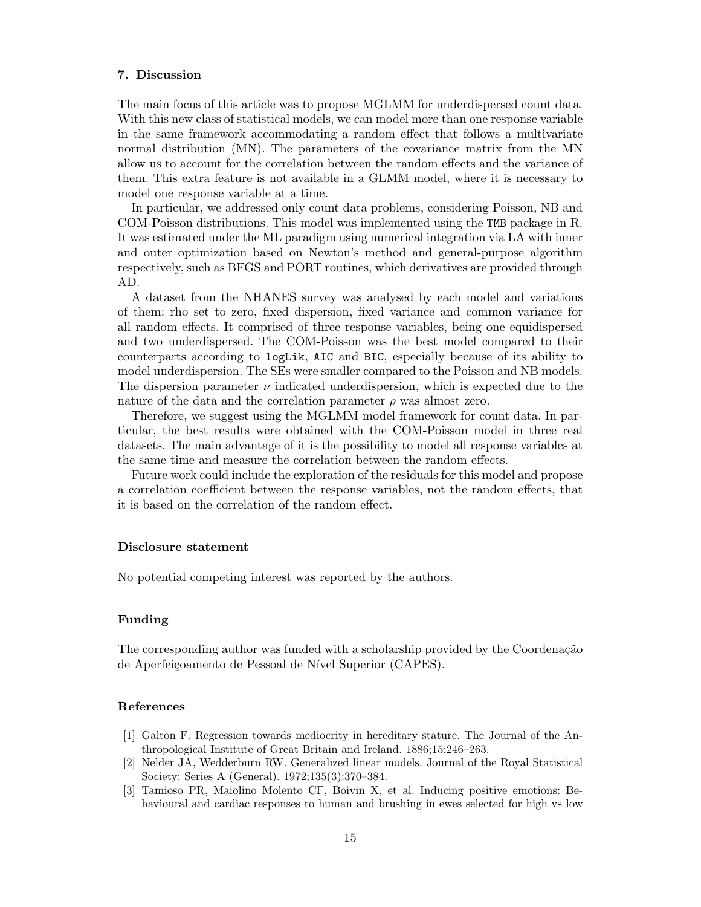## 7. Discussion

The main focus of this article was to propose MGLMM for underdispersed count data. With this new class of statistical models, we can model more than one response variable in the same framework accommodating a random effect that follows a multivariate normal distribution (MN). The parameters of the covariance matrix from the MN allow us to account for the correlation between the random effects and the variance of them. This extra feature is not available in a GLMM model, where it is necessary to model one response variable at a time.

In particular, we addressed only count data problems, considering Poisson, NB and COM-Poisson distributions. This model was implemented using the `TMB` package in R. It was estimated under the ML paradigm using numerical integration via LA with inner and outer optimization based on Newton's method and general-purpose algorithm respectively, such as BFGS and PORT routines, which derivatives are provided through AD.

A dataset from the NHANES survey was analysed by each model and variations of them: rho set to zero, fixed dispersion, fixed variance and common variance for all random effects. It comprised of three response variables, being one equidispersed and two underdispersed. The COM-Poisson was the best model compared to their counterparts according to `logLik`, `AIC` and `BIC`, especially because of its ability to model underdispersion. The SEs were smaller compared to the Poisson and NB models. The dispersion parameter $\nu$ indicated underdispersion, which is expected due to the nature of the data and the correlation parameter $\rho$ was almost zero.

Therefore, we suggest using the MGLMM model framework for count data. In particular, the best results were obtained with the COM-Poisson model in three real datasets. The main advantage of it is the possibility to model all response variables at the same time and measure the correlation between the random effects.

Future work could include the exploration of the residuals for this model and propose a correlation coefficient between the response variables, not the random effects, that it is based on the correlation of the random effect.

### Disclosure statement

No potential competing interest was reported by the authors.

### Funding

The corresponding author was funded with a scholarship provided by the Coordenação de Aperfeiçoamento de Pessoal de Nível Superior (CAPES).

### References

[1] Galton F. Regression towards mediocrity in hereditary stature. The Journal of the Anthropological Institute of Great Britain and Ireland. 1886;15:246–263.

[2] Nelder JA, Wedderburn RW. Generalized linear models. Journal of the Royal Statistical Society: Series A (General). 1972;135(3):370–384.

[3] Tamioso PR, Maiolino Molento CF, Boivin X, et al. Inducing positive emotions: Behavioural and cardiac responses to human and brushing in ewes selected for high vs low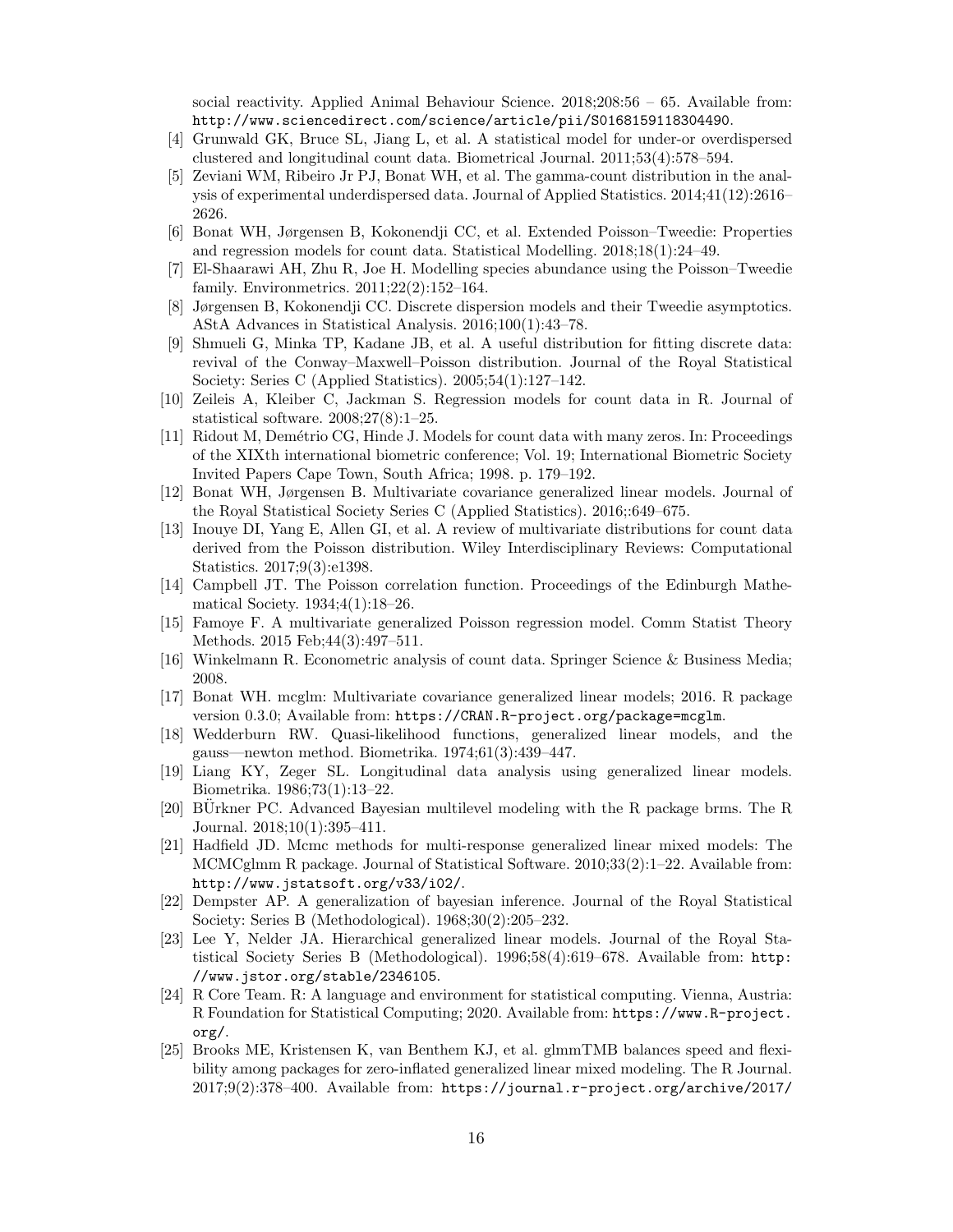social reactivity. Applied Animal Behaviour Science. 2018;208:56 – 65. Available from: http://www.sciencedirect.com/science/article/pii/S0168159118304490.

[4] Grunwald GK, Bruce SL, Jiang L, et al. A statistical model for under-or overdispersed clustered and longitudinal count data. Biometrical Journal. 2011;53(4):578–594.

[5] Zeviani WM, Ribeiro Jr PJ, Bonat WH, et al. The gamma-count distribution in the analysis of experimental underdispersed data. Journal of Applied Statistics. 2014;41(12):2616–2626.

[6] Bonat WH, Jørgensen B, Kokonendji CC, et al. Extended Poisson–Tweedie: Properties and regression models for count data. Statistical Modelling. 2018;18(1):24–49.

[7] El-Shaarawi AH, Zhu R, Joe H. Modelling species abundance using the Poisson–Tweedie family. Environmetrics. 2011;22(2):152–164.

[8] Jørgensen B, Kokonendji CC. Discrete dispersion models and their Tweedie asymptotics. AStA Advances in Statistical Analysis. 2016;100(1):43–78.

[9] Shmueli G, Minka TP, Kadane JB, et al. A useful distribution for fitting discrete data: revival of the Conway–Maxwell–Poisson distribution. Journal of the Royal Statistical Society: Series C (Applied Statistics). 2005;54(1):127–142.

[10] Zeileis A, Kleiber C, Jackman S. Regression models for count data in R. Journal of statistical software. 2008;27(8):1–25.

[11] Ridout M, Demétrio CG, Hinde J. Models for count data with many zeros. In: Proceedings of the XIXth international biometric conference; Vol. 19; International Biometric Society Invited Papers Cape Town, South Africa; 1998. p. 179–192.

[12] Bonat WH, Jørgensen B. Multivariate covariance generalized linear models. Journal of the Royal Statistical Society Series C (Applied Statistics). 2016;:649–675.

[13] Inouye DI, Yang E, Allen GI, et al. A review of multivariate distributions for count data derived from the Poisson distribution. Wiley Interdisciplinary Reviews: Computational Statistics. 2017;9(3):e1398.

[14] Campbell JT. The Poisson correlation function. Proceedings of the Edinburgh Mathematical Society. 1934;4(1):18–26.

[15] Famoye F. A multivariate generalized Poisson regression model. Comm Statist Theory Methods. 2015 Feb;44(3):497–511.

[16] Winkelmann R. Econometric analysis of count data. Springer Science & Business Media; 2008.

[17] Bonat WH. mcglm: Multivariate covariance generalized linear models; 2016. R package version 0.3.0; Available from: https://CRAN.R-project.org/package=mcglm.

[18] Wedderburn RW. Quasi-likelihood functions, generalized linear models, and the gauss—newton method. Biometrika. 1974;61(3):439–447.

[19] Liang KY, Zeger SL. Longitudinal data analysis using generalized linear models. Biometrika. 1986;73(1):13–22.

[20] BÜrkner PC. Advanced Bayesian multilevel modeling with the R package brms. The R Journal. 2018;10(1):395–411.

[21] Hadfield JD. Mcmc methods for multi-response generalized linear mixed models: The MCMCglmm R package. Journal of Statistical Software. 2010;33(2):1–22. Available from: http://www.jstatsoft.org/v33/i02/.

[22] Dempster AP. A generalization of bayesian inference. Journal of the Royal Statistical Society: Series B (Methodological). 1968;30(2):205–232.

[23] Lee Y, Nelder JA. Hierarchical generalized linear models. Journal of the Royal Statistical Society Series B (Methodological). 1996;58(4):619–678. Available from: http://www.jstor.org/stable/2346105.

[24] R Core Team. R: A language and environment for statistical computing. Vienna, Austria: R Foundation for Statistical Computing; 2020. Available from: https://www.R-project.org/.

[25] Brooks ME, Kristensen K, van Benthem KJ, et al. glmmTMB balances speed and flexibility among packages for zero-inflated generalized linear mixed modeling. The R Journal. 2017;9(2):378–400. Available from: https://journal.r-project.org/archive/2017/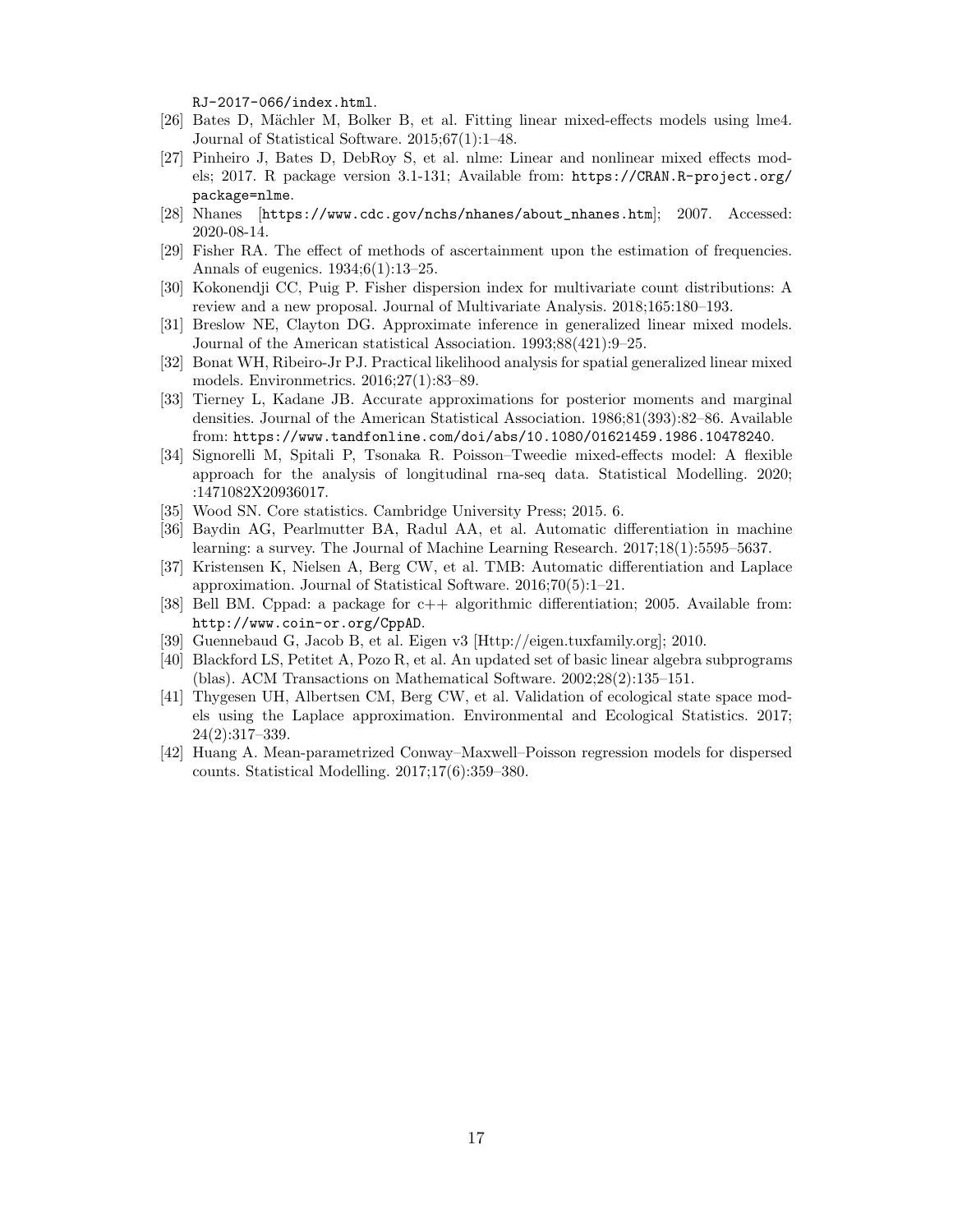RJ-2017-066/index.html.

[26] Bates D, Mächler M, Bolker B, et al. Fitting linear mixed-effects models using lme4. Journal of Statistical Software. 2015;67(1):1–48.

[27] Pinheiro J, Bates D, DebRoy S, et al. nlme: Linear and nonlinear mixed effects models; 2017. R package version 3.1-131; Available from: https://CRAN.R-project.org/package=nlme.

[28] Nhanes [https://www.cdc.gov/nchs/nhanes/about_nhanes.htm]; 2007. Accessed: 2020-08-14.

[29] Fisher RA. The effect of methods of ascertainment upon the estimation of frequencies. Annals of eugenics. 1934;6(1):13–25.

[30] Kokonendji CC, Puig P. Fisher dispersion index for multivariate count distributions: A review and a new proposal. Journal of Multivariate Analysis. 2018;165:180–193.

[31] Breslow NE, Clayton DG. Approximate inference in generalized linear mixed models. Journal of the American statistical Association. 1993;88(421):9–25.

[32] Bonat WH, Ribeiro-Jr PJ. Practical likelihood analysis for spatial generalized linear mixed models. Environmetrics. 2016;27(1):83–89.

[33] Tierney L, Kadane JB. Accurate approximations for posterior moments and marginal densities. Journal of the American Statistical Association. 1986;81(393):82–86. Available from: https://www.tandfonline.com/doi/abs/10.1080/01621459.1986.10478240.

[34] Signorelli M, Spitali P, Tsonaka R. Poisson–Tweedie mixed-effects model: A flexible approach for the analysis of longitudinal rna-seq data. Statistical Modelling. 2020; :1471082X20936017.

[35] Wood SN. Core statistics. Cambridge University Press; 2015. 6.

[36] Baydin AG, Pearlmutter BA, Radul AA, et al. Automatic differentiation in machine learning: a survey. The Journal of Machine Learning Research. 2017;18(1):5595–5637.

[37] Kristensen K, Nielsen A, Berg CW, et al. TMB: Automatic differentiation and Laplace approximation. Journal of Statistical Software. 2016;70(5):1–21.

[38] Bell BM. Cppad: a package for c++ algorithmic differentiation; 2005. Available from: http://www.coin-or.org/CppAD.

[39] Guennebaud G, Jacob B, et al. Eigen v3 [Http://eigen.tuxfamily.org]; 2010.

[40] Blackford LS, Petitet A, Pozo R, et al. An updated set of basic linear algebra subprograms (blas). ACM Transactions on Mathematical Software. 2002;28(2):135–151.

[41] Thygesen UH, Albertsen CM, Berg CW, et al. Validation of ecological state space models using the Laplace approximation. Environmental and Ecological Statistics. 2017; 24(2):317–339.

[42] Huang A. Mean-parametrized Conway–Maxwell–Poisson regression models for dispersed counts. Statistical Modelling. 2017;17(6):359–380.